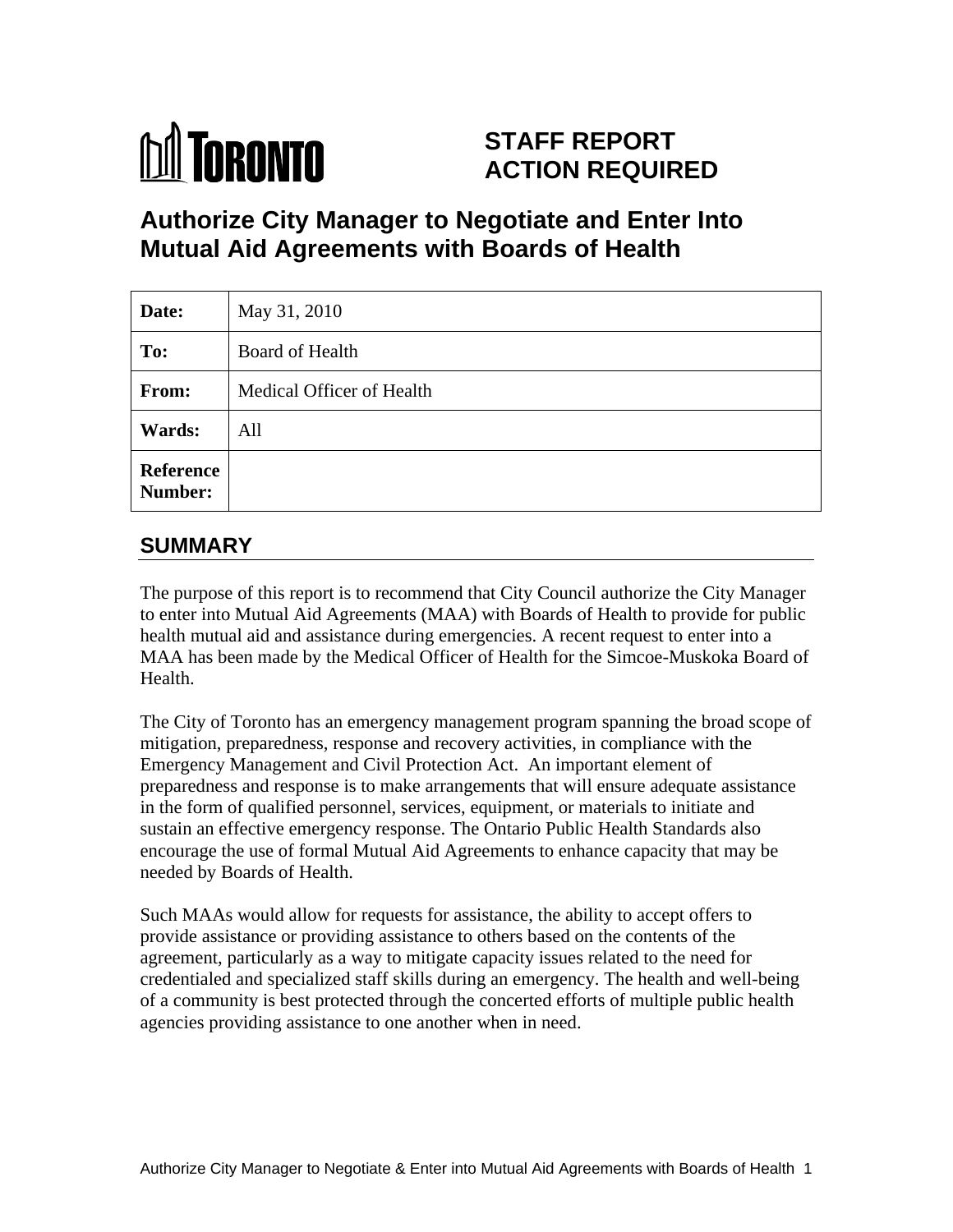TORONTO

# STAFF REPORT ACTION REQUIRED

# Authorize City Manager to Negotiate and Enter Into Mutual Aid Agreements with Boards of Health

| Date: | May 31, 2010 |
| --- | --- |
| To: | Board of Health |
| From: | Medical Officer of Health |
| Wards: | All |
| Reference Number: | |

## SUMMARY

The purpose of this report is to recommend that City Council authorize the City Manager to enter into Mutual Aid Agreements (MAA) with Boards of Health to provide for public health mutual aid and assistance during emergencies. A recent request to enter into a MAA has been made by the Medical Officer of Health for the Simcoe-Muskoka Board of Health.

The City of Toronto has an emergency management program spanning the broad scope of mitigation, preparedness, response and recovery activities, in compliance with the Emergency Management and Civil Protection Act. An important element of preparedness and response is to make arrangements that will ensure adequate assistance in the form of qualified personnel, services, equipment, or materials to initiate and sustain an effective emergency response. The Ontario Public Health Standards also encourage the use of formal Mutual Aid Agreements to enhance capacity that may be needed by Boards of Health.

Such MAAs would allow for requests for assistance, the ability to accept offers to provide assistance or providing assistance to others based on the contents of the agreement, particularly as a way to mitigate capacity issues related to the need for credentialed and specialized staff skills during an emergency. The health and well-being of a community is best protected through the concerted efforts of multiple public health agencies providing assistance to one another when in need.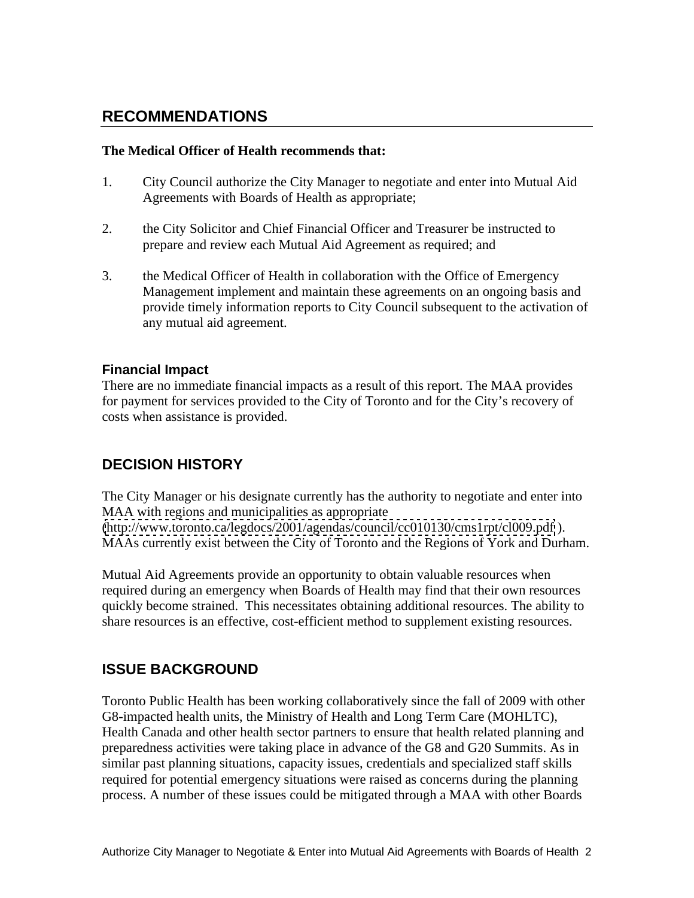## RECOMMENDATIONS

**The Medical Officer of Health recommends that:**

1. City Council authorize the City Manager to negotiate and enter into Mutual Aid Agreements with Boards of Health as appropriate;

2. the City Solicitor and Chief Financial Officer and Treasurer be instructed to prepare and review each Mutual Aid Agreement as required; and

3. the Medical Officer of Health in collaboration with the Office of Emergency Management implement and maintain these agreements on an ongoing basis and provide timely information reports to City Council subsequent to the activation of any mutual aid agreement.

### Financial Impact

There are no immediate financial impacts as a result of this report. The MAA provides for payment for services provided to the City of Toronto and for the City's recovery of costs when assistance is provided.

## DECISION HISTORY

The City Manager or his designate currently has the authority to negotiate and enter into MAA with regions and municipalities as appropriate (http://www.toronto.ca/legdocs/2001/agendas/council/cc010130/cms1rpt/cl009.pdf). MAAs currently exist between the City of Toronto and the Regions of York and Durham.

Mutual Aid Agreements provide an opportunity to obtain valuable resources when required during an emergency when Boards of Health may find that their own resources quickly become strained. This necessitates obtaining additional resources. The ability to share resources is an effective, cost-efficient method to supplement existing resources.

## ISSUE BACKGROUND

Toronto Public Health has been working collaboratively since the fall of 2009 with other G8-impacted health units, the Ministry of Health and Long Term Care (MOHLTC), Health Canada and other health sector partners to ensure that health related planning and preparedness activities were taking place in advance of the G8 and G20 Summits. As in similar past planning situations, capacity issues, credentials and specialized staff skills required for potential emergency situations were raised as concerns during the planning process. A number of these issues could be mitigated through a MAA with other Boards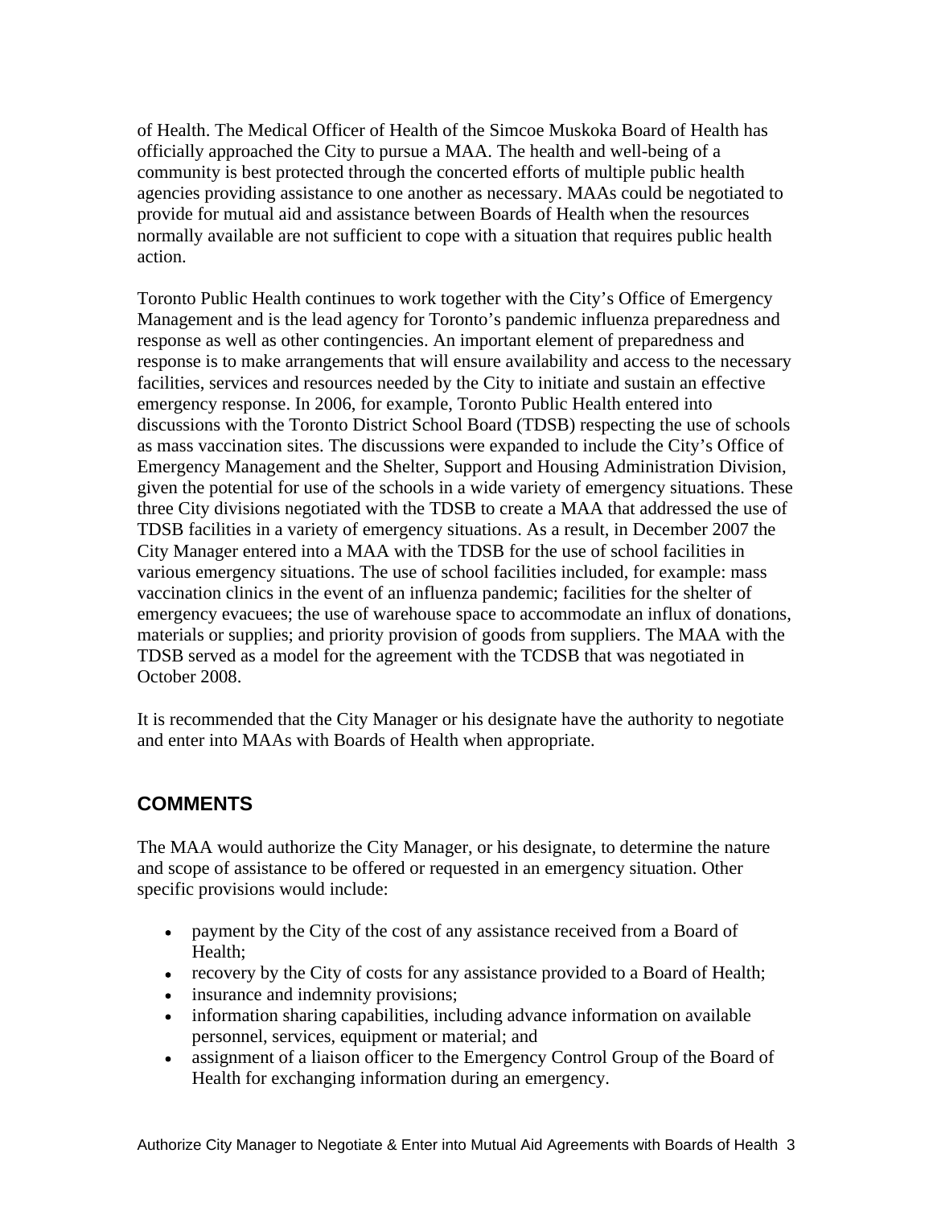of Health. The Medical Officer of Health of the Simcoe Muskoka Board of Health has officially approached the City to pursue a MAA. The health and well-being of a community is best protected through the concerted efforts of multiple public health agencies providing assistance to one another as necessary. MAAs could be negotiated to provide for mutual aid and assistance between Boards of Health when the resources normally available are not sufficient to cope with a situation that requires public health action.

Toronto Public Health continues to work together with the City's Office of Emergency Management and is the lead agency for Toronto's pandemic influenza preparedness and response as well as other contingencies. An important element of preparedness and response is to make arrangements that will ensure availability and access to the necessary facilities, services and resources needed by the City to initiate and sustain an effective emergency response. In 2006, for example, Toronto Public Health entered into discussions with the Toronto District School Board (TDSB) respecting the use of schools as mass vaccination sites. The discussions were expanded to include the City's Office of Emergency Management and the Shelter, Support and Housing Administration Division, given the potential for use of the schools in a wide variety of emergency situations. These three City divisions negotiated with the TDSB to create a MAA that addressed the use of TDSB facilities in a variety of emergency situations. As a result, in December 2007 the City Manager entered into a MAA with the TDSB for the use of school facilities in various emergency situations. The use of school facilities included, for example: mass vaccination clinics in the event of an influenza pandemic; facilities for the shelter of emergency evacuees; the use of warehouse space to accommodate an influx of donations, materials or supplies; and priority provision of goods from suppliers. The MAA with the TDSB served as a model for the agreement with the TCDSB that was negotiated in October 2008.

It is recommended that the City Manager or his designate have the authority to negotiate and enter into MAAs with Boards of Health when appropriate.

## COMMENTS

The MAA would authorize the City Manager, or his designate, to determine the nature and scope of assistance to be offered or requested in an emergency situation. Other specific provisions would include:

- payment by the City of the cost of any assistance received from a Board of Health;
- recovery by the City of costs for any assistance provided to a Board of Health;
- insurance and indemnity provisions;
- information sharing capabilities, including advance information on available personnel, services, equipment or material; and
- assignment of a liaison officer to the Emergency Control Group of the Board of Health for exchanging information during an emergency.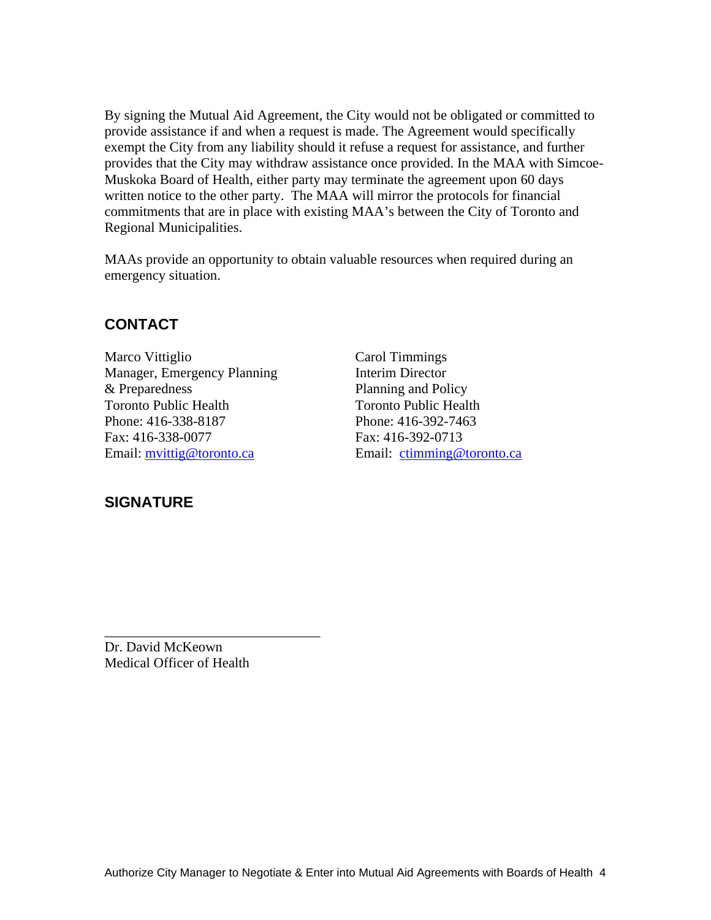By signing the Mutual Aid Agreement, the City would not be obligated or committed to provide assistance if and when a request is made. The Agreement would specifically exempt the City from any liability should it refuse a request for assistance, and further provides that the City may withdraw assistance once provided. In the MAA with Simcoe-Muskoka Board of Health, either party may terminate the agreement upon 60 days written notice to the other party. The MAA will mirror the protocols for financial commitments that are in place with existing MAA's between the City of Toronto and Regional Municipalities.

MAAs provide an opportunity to obtain valuable resources when required during an emergency situation.

## CONTACT

Marco Vittiglio
Manager, Emergency Planning & Preparedness
Toronto Public Health
Phone: 416-338-8187
Fax: 416-338-0077
Email: mvittig@toronto.ca

Carol Timmings
Interim Director
Planning and Policy
Toronto Public Health
Phone: 416-392-7463
Fax: 416-392-0713
Email: ctimming@toronto.ca

## SIGNATURE

_______________________________

Dr. David McKeown
Medical Officer of Health